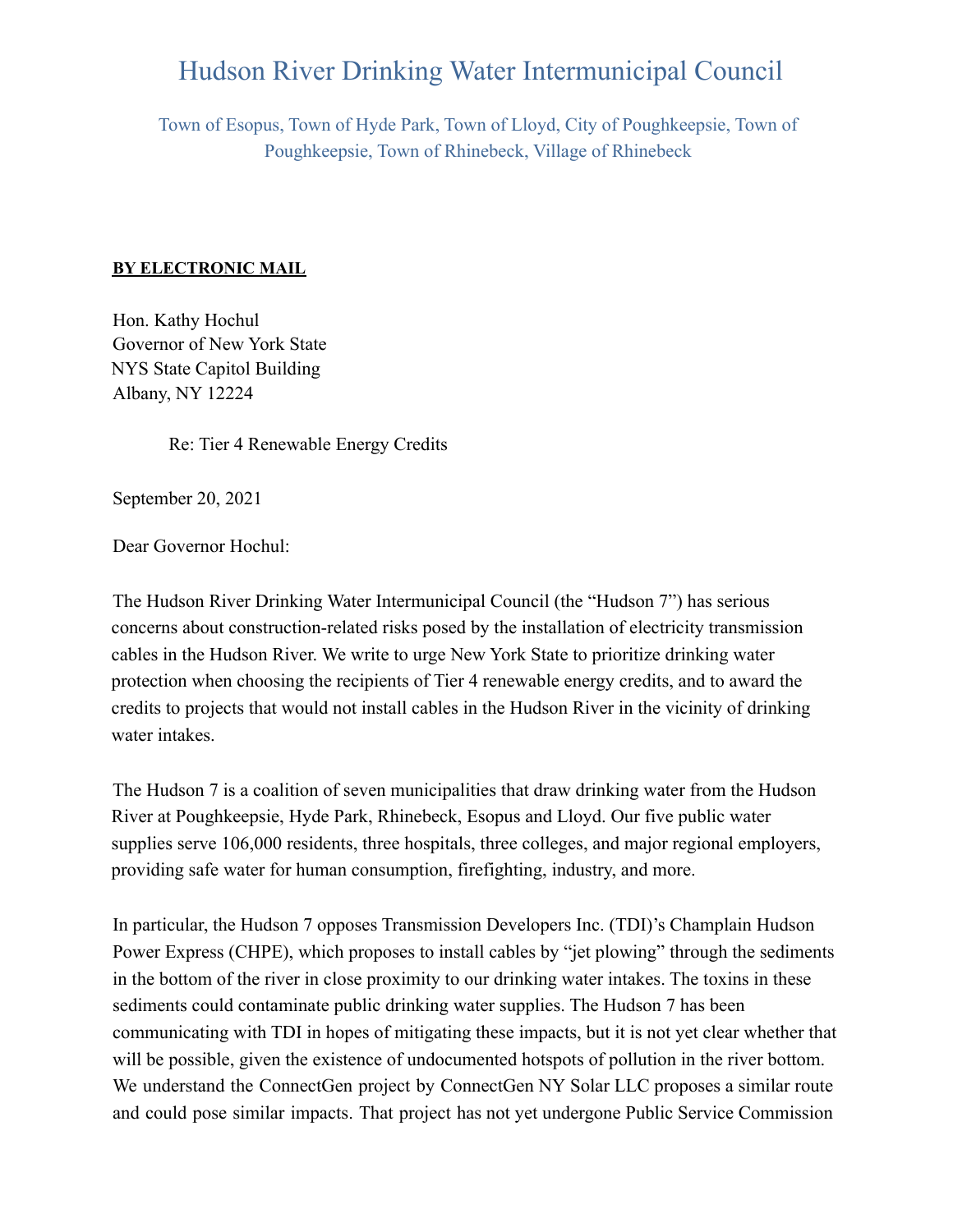# Hudson River Drinking Water Intermunicipal Council

Town of Esopus, Town of Hyde Park, Town of Lloyd, City of Poughkeepsie, Town of Poughkeepsie, Town of Rhinebeck, Village of Rhinebeck

**BY ELECTRONIC MAIL**

Hon. Kathy Hochul
Governor of New York State
NYS State Capitol Building
Albany, NY 12224

Re: Tier 4 Renewable Energy Credits

September 20, 2021

Dear Governor Hochul:

The Hudson River Drinking Water Intermunicipal Council (the "Hudson 7") has serious concerns about construction-related risks posed by the installation of electricity transmission cables in the Hudson River. We write to urge New York State to prioritize drinking water protection when choosing the recipients of Tier 4 renewable energy credits, and to award the credits to projects that would not install cables in the Hudson River in the vicinity of drinking water intakes.

The Hudson 7 is a coalition of seven municipalities that draw drinking water from the Hudson River at Poughkeepsie, Hyde Park, Rhinebeck, Esopus and Lloyd. Our five public water supplies serve 106,000 residents, three hospitals, three colleges, and major regional employers, providing safe water for human consumption, firefighting, industry, and more.

In particular, the Hudson 7 opposes Transmission Developers Inc. (TDI)'s Champlain Hudson Power Express (CHPE), which proposes to install cables by "jet plowing" through the sediments in the bottom of the river in close proximity to our drinking water intakes. The toxins in these sediments could contaminate public drinking water supplies. The Hudson 7 has been communicating with TDI in hopes of mitigating these impacts, but it is not yet clear whether that will be possible, given the existence of undocumented hotspots of pollution in the river bottom. We understand the ConnectGen project by ConnectGen NY Solar LLC proposes a similar route and could pose similar impacts. That project has not yet undergone Public Service Commission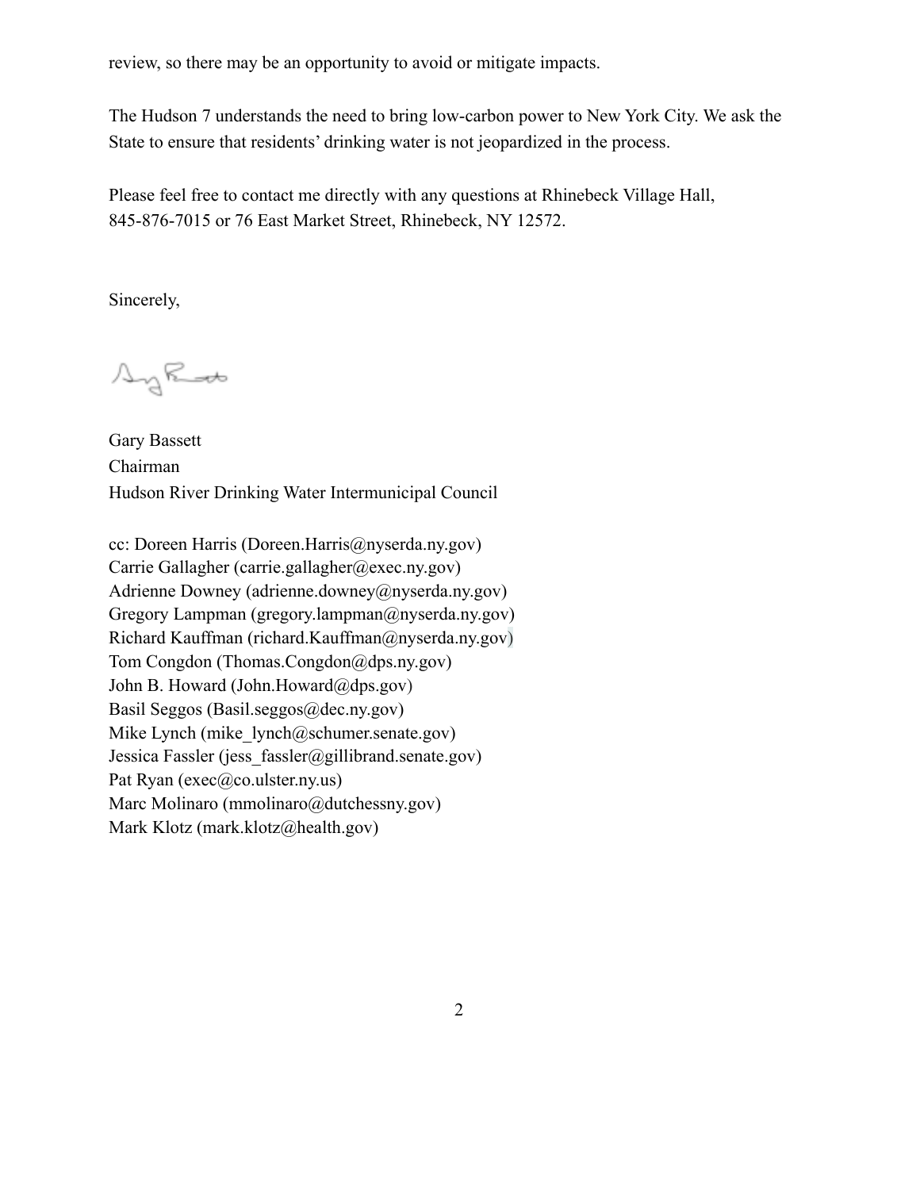review, so there may be an opportunity to avoid or mitigate impacts.

The Hudson 7 understands the need to bring low-carbon power to New York City. We ask the State to ensure that residents' drinking water is not jeopardized in the process.

Please feel free to contact me directly with any questions at Rhinebeck Village Hall, 845-876-7015 or 76 East Market Street, Rhinebeck, NY 12572.

Sincerely,

Gary Bassett  
Chairman  
Hudson River Drinking Water Intermunicipal Council

cc: Doreen Harris (Doreen.Harris@nyserda.ny.gov)  
Carrie Gallagher (carrie.gallagher@exec.ny.gov)  
Adrienne Downey (adrienne.downey@nyserda.ny.gov)  
Gregory Lampman (gregory.lampman@nyserda.ny.gov)  
Richard Kauffman (richard.Kauffman@nyserda.ny.gov)  
Tom Congdon (Thomas.Congdon@dps.ny.gov)  
John B. Howard (John.Howard@dps.gov)  
Basil Seggos (Basil.seggos@dec.ny.gov)  
Mike Lynch (mike_lynch@schumer.senate.gov)  
Jessica Fassler (jess_fassler@gillibrand.senate.gov)  
Pat Ryan (exec@co.ulster.ny.us)  
Marc Molinaro (mmolinaro@dutchessny.gov)  
Mark Klotz (mark.klotz@health.gov)